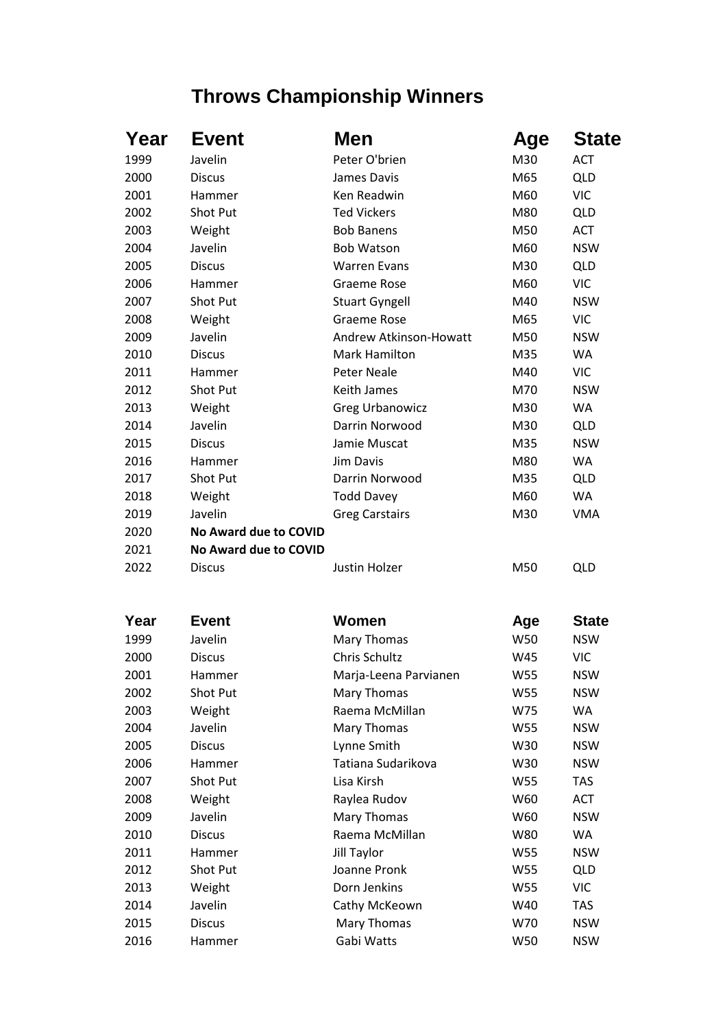# Throws Championship Winners

| Year | Event | Men | Age | State |
|---|---|---|---|---|
| 1999 | Javelin | Peter O'brien | M30 | ACT |
| 2000 | Discus | James Davis | M65 | QLD |
| 2001 | Hammer | Ken Readwin | M60 | VIC |
| 2002 | Shot Put | Ted Vickers | M80 | QLD |
| 2003 | Weight | Bob Banens | M50 | ACT |
| 2004 | Javelin | Bob Watson | M60 | NSW |
| 2005 | Discus | Warren Evans | M30 | QLD |
| 2006 | Hammer | Graeme Rose | M60 | VIC |
| 2007 | Shot Put | Stuart Gyngell | M40 | NSW |
| 2008 | Weight | Graeme Rose | M65 | VIC |
| 2009 | Javelin | Andrew Atkinson-Howatt | M50 | NSW |
| 2010 | Discus | Mark Hamilton | M35 | WA |
| 2011 | Hammer | Peter Neale | M40 | VIC |
| 2012 | Shot Put | Keith James | M70 | NSW |
| 2013 | Weight | Greg Urbanowicz | M30 | WA |
| 2014 | Javelin | Darrin Norwood | M30 | QLD |
| 2015 | Discus | Jamie Muscat | M35 | NSW |
| 2016 | Hammer | Jim Davis | M80 | WA |
| 2017 | Shot Put | Darrin Norwood | M35 | QLD |
| 2018 | Weight | Todd Davey | M60 | WA |
| 2019 | Javelin | Greg Carstairs | M30 | VMA |
| 2020 | **No Award due to COVID** | | | |
| 2021 | **No Award due to COVID** | | | |
| 2022 | Discus | Justin Holzer | M50 | QLD |

| Year | Event | Women | Age | State |
|---|---|---|---|---|
| 1999 | Javelin | Mary Thomas | W50 | NSW |
| 2000 | Discus | Chris Schultz | W45 | VIC |
| 2001 | Hammer | Marja-Leena Parvianen | W55 | NSW |
| 2002 | Shot Put | Mary Thomas | W55 | NSW |
| 2003 | Weight | Raema McMillan | W75 | WA |
| 2004 | Javelin | Mary Thomas | W55 | NSW |
| 2005 | Discus | Lynne Smith | W30 | NSW |
| 2006 | Hammer | Tatiana Sudarikova | W30 | NSW |
| 2007 | Shot Put | Lisa Kirsh | W55 | TAS |
| 2008 | Weight | Raylea Rudov | W60 | ACT |
| 2009 | Javelin | Mary Thomas | W60 | NSW |
| 2010 | Discus | Raema McMillan | W80 | WA |
| 2011 | Hammer | Jill Taylor | W55 | NSW |
| 2012 | Shot Put | Joanne Pronk | W55 | QLD |
| 2013 | Weight | Dorn Jenkins | W55 | VIC |
| 2014 | Javelin | Cathy McKeown | W40 | TAS |
| 2015 | Discus | Mary Thomas | W70 | NSW |
| 2016 | Hammer | Gabi Watts | W50 | NSW |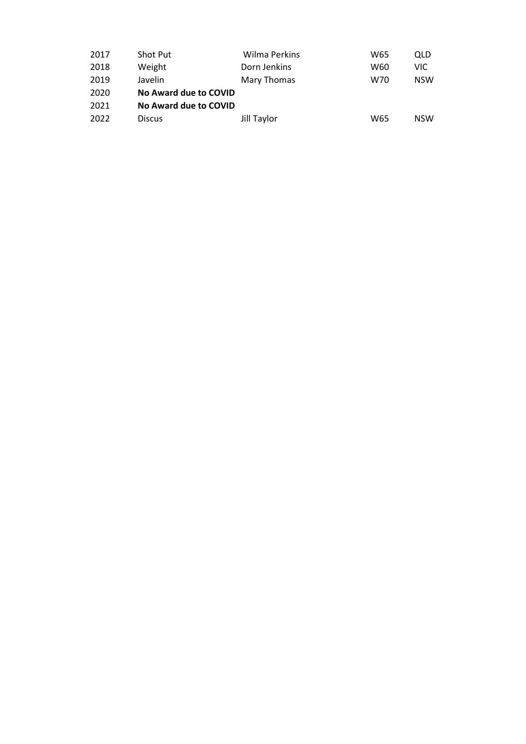| | | | | |
|---|---|---|---|---|
| 2017 | Shot Put | Wilma Perkins | W65 | QLD |
| 2018 | Weight | Dorn Jenkins | W60 | VIC |
| 2019 | Javelin | Mary Thomas | W70 | NSW |
| 2020 | **No Award due to COVID** | | | |
| 2021 | **No Award due to COVID** | | | |
| 2022 | Discus | Jill Taylor | W65 | NSW |